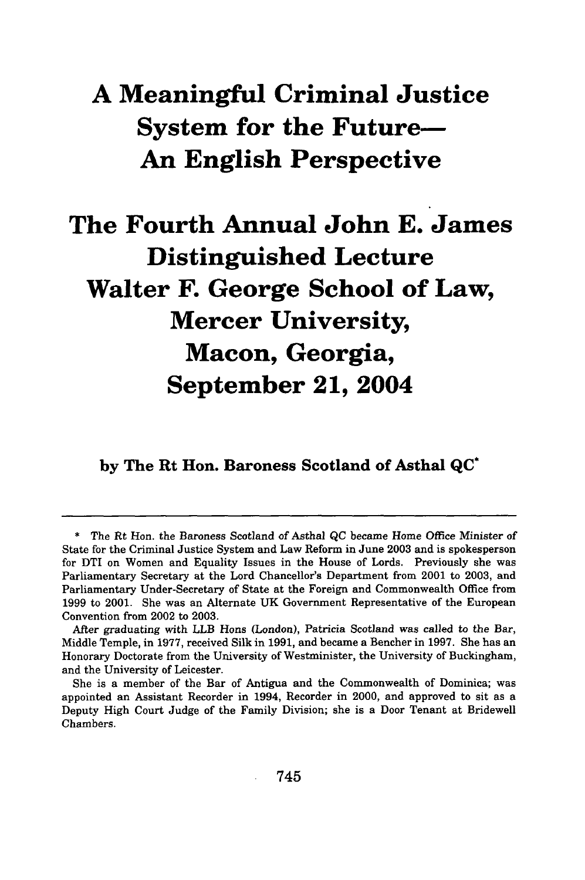# A Meaningful Criminal Justice System for the Future— An English Perspective

# The Fourth Annual John E. James Distinguished Lecture Walter F. George School of Law, Mercer University, Macon, Georgia, September 21, 2004

**by The Rt Hon. Baroness Scotland of Asthal QC***

---

\* The Rt Hon. the Baroness Scotland of Asthal QC became Home Office Minister of State for the Criminal Justice System and Law Reform in June 2003 and is spokesperson for DTI on Women and Equality Issues in the House of Lords. Previously she was Parliamentary Secretary at the Lord Chancellor's Department from 2001 to 2003, and Parliamentary Under-Secretary of State at the Foreign and Commonwealth Office from 1999 to 2001. She was an Alternate UK Government Representative of the European Convention from 2002 to 2003.

After graduating with LLB Hons (London), Patricia Scotland was called to the Bar, Middle Temple, in 1977, received Silk in 1991, and became a Bencher in 1997. She has an Honorary Doctorate from the University of Westminister, the University of Buckingham, and the University of Leicester.

She is a member of the Bar of Antigua and the Commonwealth of Dominica; was appointed an Assistant Recorder in 1994, Recorder in 2000, and approved to sit as a Deputy High Court Judge of the Family Division; she is a Door Tenant at Bridewell Chambers.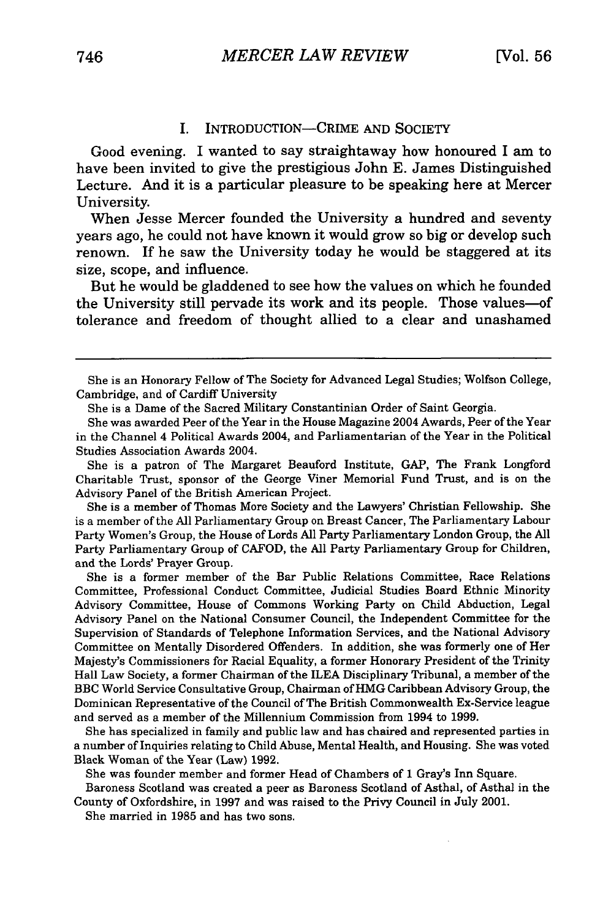## I. INTRODUCTION—CRIME AND SOCIETY

Good evening. I wanted to say straightaway how honoured I am to have been invited to give the prestigious John E. James Distinguished Lecture. And it is a particular pleasure to be speaking here at Mercer University.

When Jesse Mercer founded the University a hundred and seventy years ago, he could not have known it would grow so big or develop such renown. If he saw the University today he would be staggered at its size, scope, and influence.

But he would be gladdened to see how the values on which he founded the University still pervade its work and its people. Those values—of tolerance and freedom of thought allied to a clear and unashamed

---

She is an Honorary Fellow of The Society for Advanced Legal Studies; Wolfson College, Cambridge, and of Cardiff University

She is a Dame of the Sacred Military Constantinian Order of Saint Georgia.

She was awarded Peer of the Year in the House Magazine 2004 Awards, Peer of the Year in the Channel 4 Political Awards 2004, and Parliamentarian of the Year in the Political Studies Association Awards 2004.

She is a patron of The Margaret Beauford Institute, GAP, The Frank Longford Charitable Trust, sponsor of the George Viner Memorial Fund Trust, and is on the Advisory Panel of the British American Project.

She is a member of Thomas More Society and the Lawyers' Christian Fellowship. She is a member of the All Parliamentary Group on Breast Cancer, The Parliamentary Labour Party Women's Group, the House of Lords All Party Parliamentary London Group, the All Party Parliamentary Group of CAFOD, the All Party Parliamentary Group for Children, and the Lords' Prayer Group.

She is a former member of the Bar Public Relations Committee, Race Relations Committee, Professional Conduct Committee, Judicial Studies Board Ethnic Minority Advisory Committee, House of Commons Working Party on Child Abduction, Legal Advisory Panel on the National Consumer Council, the Independent Committee for the Supervision of Standards of Telephone Information Services, and the National Advisory Committee on Mentally Disordered Offenders. In addition, she was formerly one of Her Majesty's Commissioners for Racial Equality, a former Honorary President of the Trinity Hall Law Society, a former Chairman of the ILEA Disciplinary Tribunal, a member of the BBC World Service Consultative Group, Chairman of HMG Caribbean Advisory Group, the Dominican Representative of the Council of The British Commonwealth Ex-Service league and served as a member of the Millennium Commission from 1994 to 1999.

She has specialized in family and public law and has chaired and represented parties in a number of Inquiries relating to Child Abuse, Mental Health, and Housing. She was voted Black Woman of the Year (Law) 1992.

She was founder member and former Head of Chambers of 1 Gray's Inn Square.

Baroness Scotland was created a peer as Baroness Scotland of Asthal, of Asthal in the County of Oxfordshire, in 1997 and was raised to the Privy Council in July 2001.

She married in 1985 and has two sons.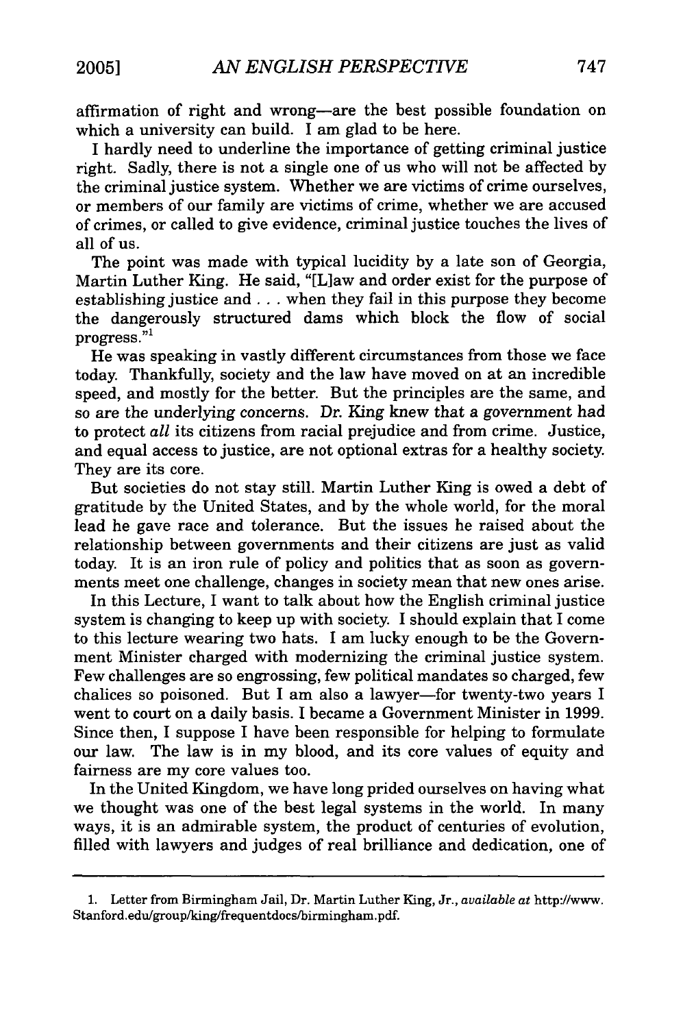affirmation of right and wrong—are the best possible foundation on which a university can build. I am glad to be here.

I hardly need to underline the importance of getting criminal justice right. Sadly, there is not a single one of us who will not be affected by the criminal justice system. Whether we are victims of crime ourselves, or members of our family are victims of crime, whether we are accused of crimes, or called to give evidence, criminal justice touches the lives of all of us.

The point was made with typical lucidity by a late son of Georgia, Martin Luther King. He said, "[L]aw and order exist for the purpose of establishing justice and . . . when they fail in this purpose they become the dangerously structured dams which block the flow of social progress."[1]

He was speaking in vastly different circumstances from those we face today. Thankfully, society and the law have moved on at an incredible speed, and mostly for the better. But the principles are the same, and so are the underlying concerns. Dr. King knew that a government had to protect *all* its citizens from racial prejudice and from crime. Justice, and equal access to justice, are not optional extras for a healthy society. They are its core.

But societies do not stay still. Martin Luther King is owed a debt of gratitude by the United States, and by the whole world, for the moral lead he gave race and tolerance. But the issues he raised about the relationship between governments and their citizens are just as valid today. It is an iron rule of policy and politics that as soon as governments meet one challenge, changes in society mean that new ones arise.

In this Lecture, I want to talk about how the English criminal justice system is changing to keep up with society. I should explain that I come to this lecture wearing two hats. I am lucky enough to be the Government Minister charged with modernizing the criminal justice system. Few challenges are so engrossing, few political mandates so charged, few chalices so poisoned. But I am also a lawyer—for twenty-two years I went to court on a daily basis. I became a Government Minister in 1999. Since then, I suppose I have been responsible for helping to formulate our law. The law is in my blood, and its core values of equity and fairness are my core values too.

In the United Kingdom, we have long prided ourselves on having what we thought was one of the best legal systems in the world. In many ways, it is an admirable system, the product of centuries of evolution, filled with lawyers and judges of real brilliance and dedication, one of

---

1. Letter from Birmingham Jail, Dr. Martin Luther King, Jr., *available at* http://www.Stanford.edu/group/king/frequentdocs/birmingham.pdf.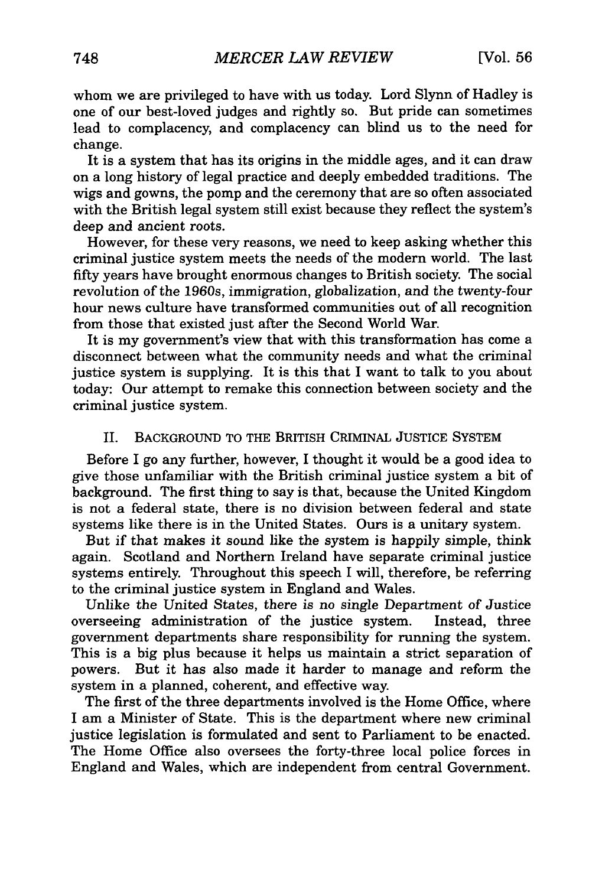whom we are privileged to have with us today. Lord Slynn of Hadley is one of our best-loved judges and rightly so. But pride can sometimes lead to complacency, and complacency can blind us to the need for change.

It is a system that has its origins in the middle ages, and it can draw on a long history of legal practice and deeply embedded traditions. The wigs and gowns, the pomp and the ceremony that are so often associated with the British legal system still exist because they reflect the system's deep and ancient roots.

However, for these very reasons, we need to keep asking whether this criminal justice system meets the needs of the modern world. The last fifty years have brought enormous changes to British society. The social revolution of the 1960s, immigration, globalization, and the twenty-four hour news culture have transformed communities out of all recognition from those that existed just after the Second World War.

It is my government's view that with this transformation has come a disconnect between what the community needs and what the criminal justice system is supplying. It is this that I want to talk to you about today: Our attempt to remake this connection between society and the criminal justice system.

## II. BACKGROUND TO THE BRITISH CRIMINAL JUSTICE SYSTEM

Before I go any further, however, I thought it would be a good idea to give those unfamiliar with the British criminal justice system a bit of background. The first thing to say is that, because the United Kingdom is not a federal state, there is no division between federal and state systems like there is in the United States. Ours is a unitary system.

But if that makes it sound like the system is happily simple, think again. Scotland and Northern Ireland have separate criminal justice systems entirely. Throughout this speech I will, therefore, be referring to the criminal justice system in England and Wales.

Unlike the United States, there is no single Department of Justice overseeing administration of the justice system. Instead, three government departments share responsibility for running the system. This is a big plus because it helps us maintain a strict separation of powers. But it has also made it harder to manage and reform the system in a planned, coherent, and effective way.

The first of the three departments involved is the Home Office, where I am a Minister of State. This is the department where new criminal justice legislation is formulated and sent to Parliament to be enacted. The Home Office also oversees the forty-three local police forces in England and Wales, which are independent from central Government.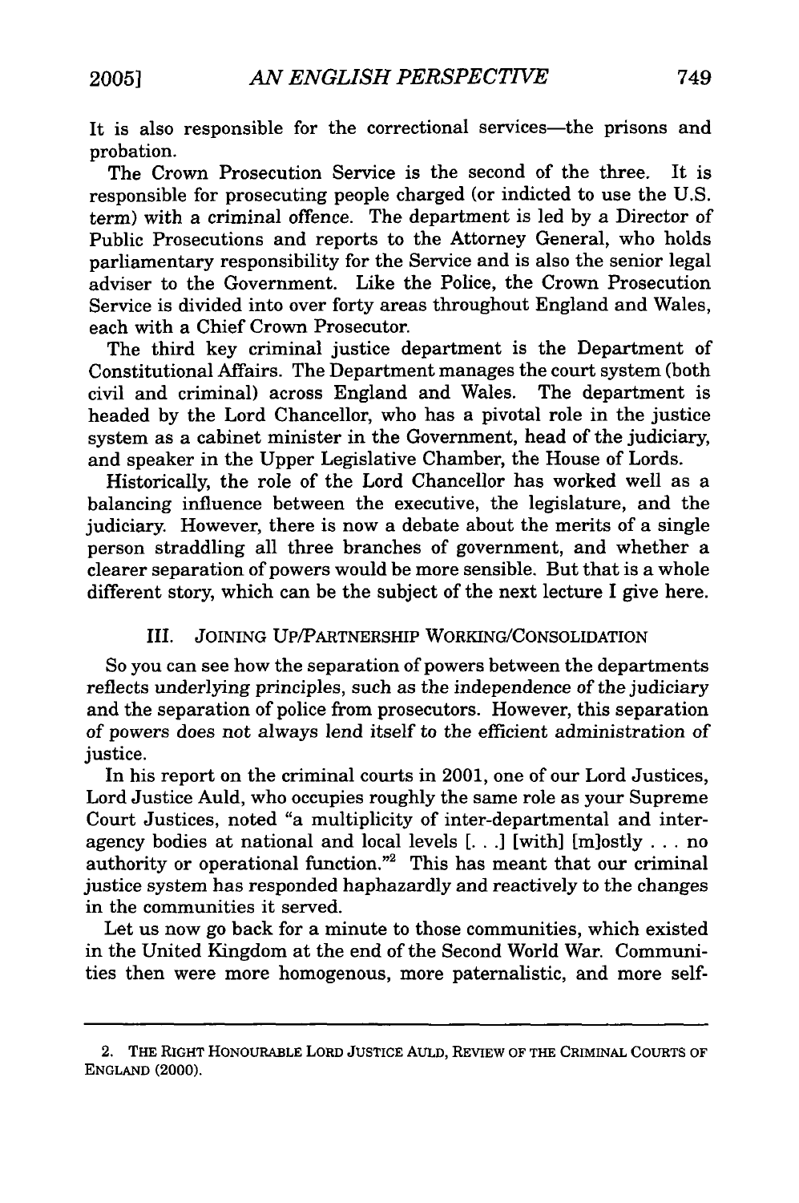It is also responsible for the correctional services—the prisons and probation.

The Crown Prosecution Service is the second of the three. It is responsible for prosecuting people charged (or indicted to use the U.S. term) with a criminal offence. The department is led by a Director of Public Prosecutions and reports to the Attorney General, who holds parliamentary responsibility for the Service and is also the senior legal adviser to the Government. Like the Police, the Crown Prosecution Service is divided into over forty areas throughout England and Wales, each with a Chief Crown Prosecutor.

The third key criminal justice department is the Department of Constitutional Affairs. The Department manages the court system (both civil and criminal) across England and Wales. The department is headed by the Lord Chancellor, who has a pivotal role in the justice system as a cabinet minister in the Government, head of the judiciary, and speaker in the Upper Legislative Chamber, the House of Lords.

Historically, the role of the Lord Chancellor has worked well as a balancing influence between the executive, the legislature, and the judiciary. However, there is now a debate about the merits of a single person straddling all three branches of government, and whether a clearer separation of powers would be more sensible. But that is a whole different story, which can be the subject of the next lecture I give here.

## III. Joining Up/Partnership Working/Consolidation

So you can see how the separation of powers between the departments reflects underlying principles, such as the independence of the judiciary and the separation of police from prosecutors. However, this separation of powers does not always lend itself to the efficient administration of justice.

In his report on the criminal courts in 2001, one of our Lord Justices, Lord Justice Auld, who occupies roughly the same role as your Supreme Court Justices, noted "a multiplicity of inter-departmental and inter-agency bodies at national and local levels [. . .] [with] [m]ostly . . . no authority or operational function."[2] This has meant that our criminal justice system has responded haphazardly and reactively to the changes in the communities it served.

Let us now go back for a minute to those communities, which existed in the United Kingdom at the end of the Second World War. Communities then were more homogenous, more paternalistic, and more self-

---

2. The Right Honourable Lord Justice Auld, Review of the Criminal Courts of England (2000).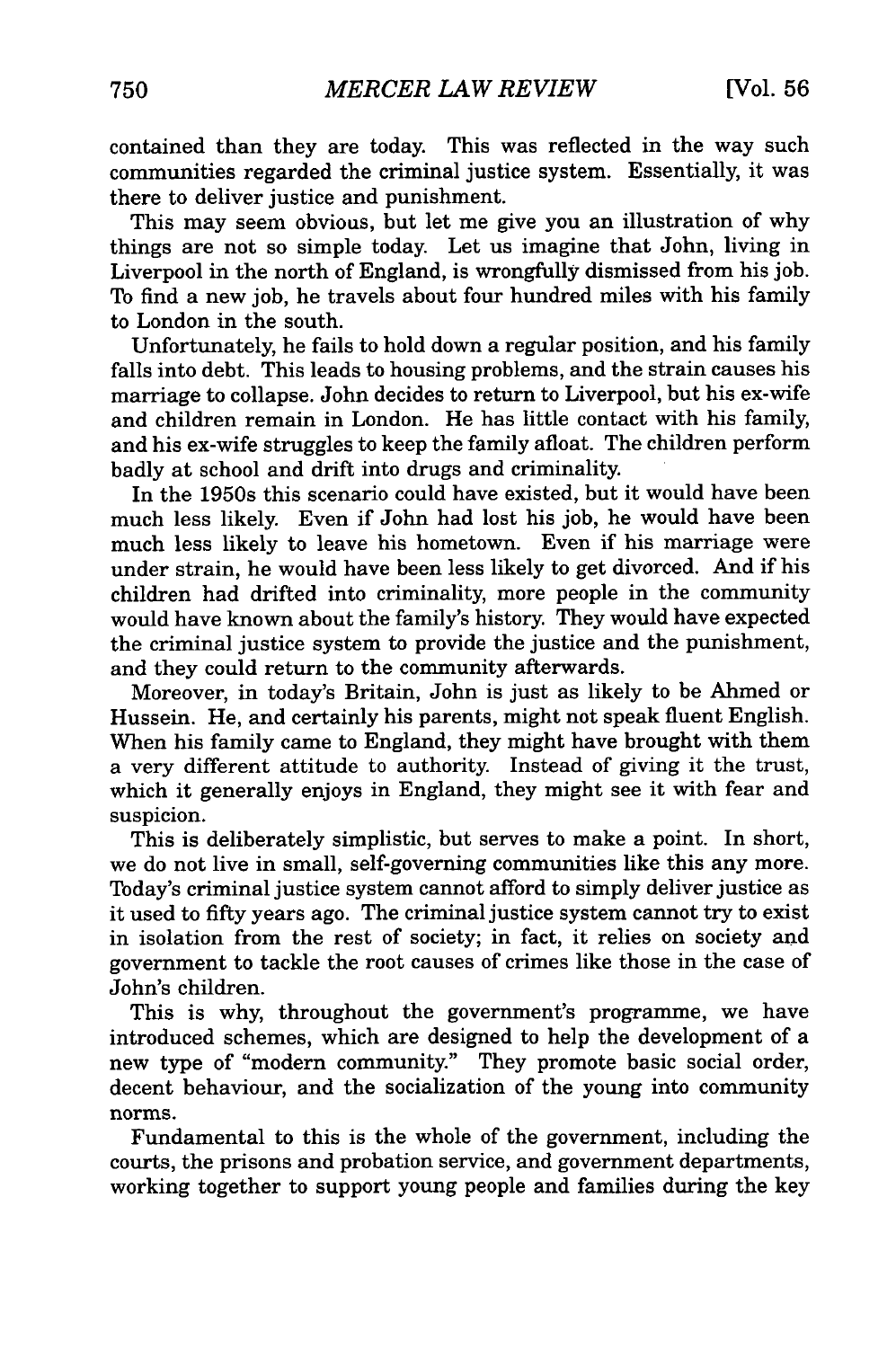contained than they are today. This was reflected in the way such communities regarded the criminal justice system. Essentially, it was there to deliver justice and punishment.

This may seem obvious, but let me give you an illustration of why things are not so simple today. Let us imagine that John, living in Liverpool in the north of England, is wrongfully dismissed from his job. To find a new job, he travels about four hundred miles with his family to London in the south.

Unfortunately, he fails to hold down a regular position, and his family falls into debt. This leads to housing problems, and the strain causes his marriage to collapse. John decides to return to Liverpool, but his ex-wife and children remain in London. He has little contact with his family, and his ex-wife struggles to keep the family afloat. The children perform badly at school and drift into drugs and criminality.

In the 1950s this scenario could have existed, but it would have been much less likely. Even if John had lost his job, he would have been much less likely to leave his hometown. Even if his marriage were under strain, he would have been less likely to get divorced. And if his children had drifted into criminality, more people in the community would have known about the family's history. They would have expected the criminal justice system to provide the justice and the punishment, and they could return to the community afterwards.

Moreover, in today's Britain, John is just as likely to be Ahmed or Hussein. He, and certainly his parents, might not speak fluent English. When his family came to England, they might have brought with them a very different attitude to authority. Instead of giving it the trust, which it generally enjoys in England, they might see it with fear and suspicion.

This is deliberately simplistic, but serves to make a point. In short, we do not live in small, self-governing communities like this any more. Today's criminal justice system cannot afford to simply deliver justice as it used to fifty years ago. The criminal justice system cannot try to exist in isolation from the rest of society; in fact, it relies on society and government to tackle the root causes of crimes like those in the case of John's children.

This is why, throughout the government's programme, we have introduced schemes, which are designed to help the development of a new type of "modern community." They promote basic social order, decent behaviour, and the socialization of the young into community norms.

Fundamental to this is the whole of the government, including the courts, the prisons and probation service, and government departments, working together to support young people and families during the key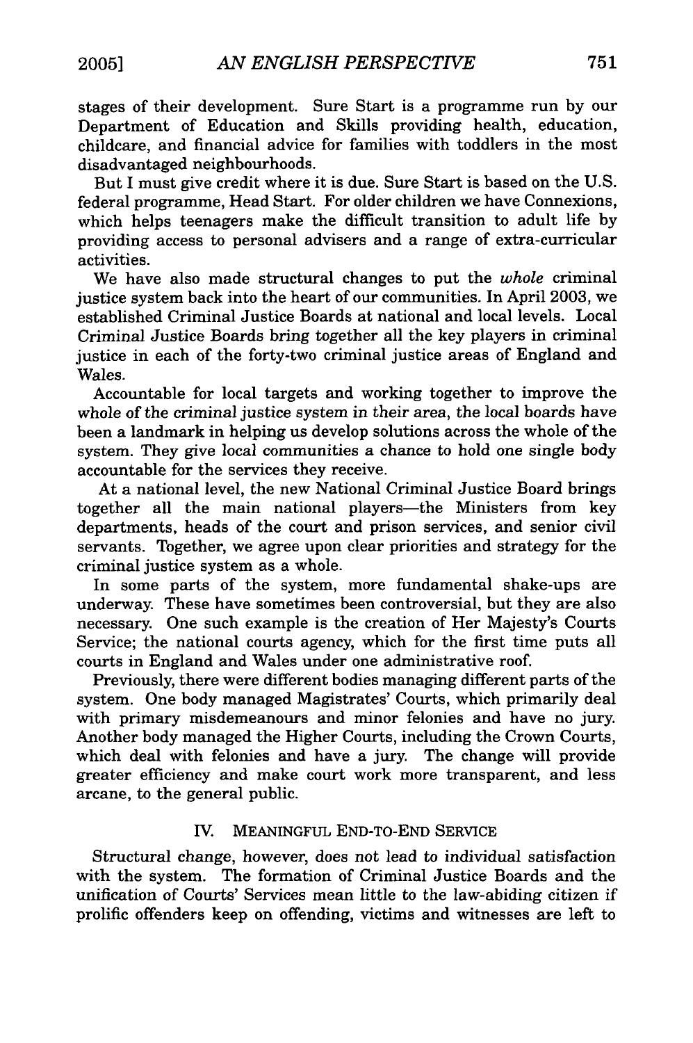stages of their development. Sure Start is a programme run by our Department of Education and Skills providing health, education, childcare, and financial advice for families with toddlers in the most disadvantaged neighbourhoods.

But I must give credit where it is due. Sure Start is based on the U.S. federal programme, Head Start. For older children we have Connexions, which helps teenagers make the difficult transition to adult life by providing access to personal advisers and a range of extra-curricular activities.

We have also made structural changes to put the *whole* criminal justice system back into the heart of our communities. In April 2003, we established Criminal Justice Boards at national and local levels. Local Criminal Justice Boards bring together all the key players in criminal justice in each of the forty-two criminal justice areas of England and Wales.

Accountable for local targets and working together to improve the whole of the criminal justice system in their area, the local boards have been a landmark in helping us develop solutions across the whole of the system. They give local communities a chance to hold one single body accountable for the services they receive.

At a national level, the new National Criminal Justice Board brings together all the main national players—the Ministers from key departments, heads of the court and prison services, and senior civil servants. Together, we agree upon clear priorities and strategy for the criminal justice system as a whole.

In some parts of the system, more fundamental shake-ups are underway. These have sometimes been controversial, but they are also necessary. One such example is the creation of Her Majesty's Courts Service; the national courts agency, which for the first time puts all courts in England and Wales under one administrative roof.

Previously, there were different bodies managing different parts of the system. One body managed Magistrates' Courts, which primarily deal with primary misdemeanours and minor felonies and have no jury. Another body managed the Higher Courts, including the Crown Courts, which deal with felonies and have a jury. The change will provide greater efficiency and make court work more transparent, and less arcane, to the general public.

## IV. MEANINGFUL END-TO-END SERVICE

Structural change, however, does not lead to individual satisfaction with the system. The formation of Criminal Justice Boards and the unification of Courts' Services mean little to the law-abiding citizen if prolific offenders keep on offending, victims and witnesses are left to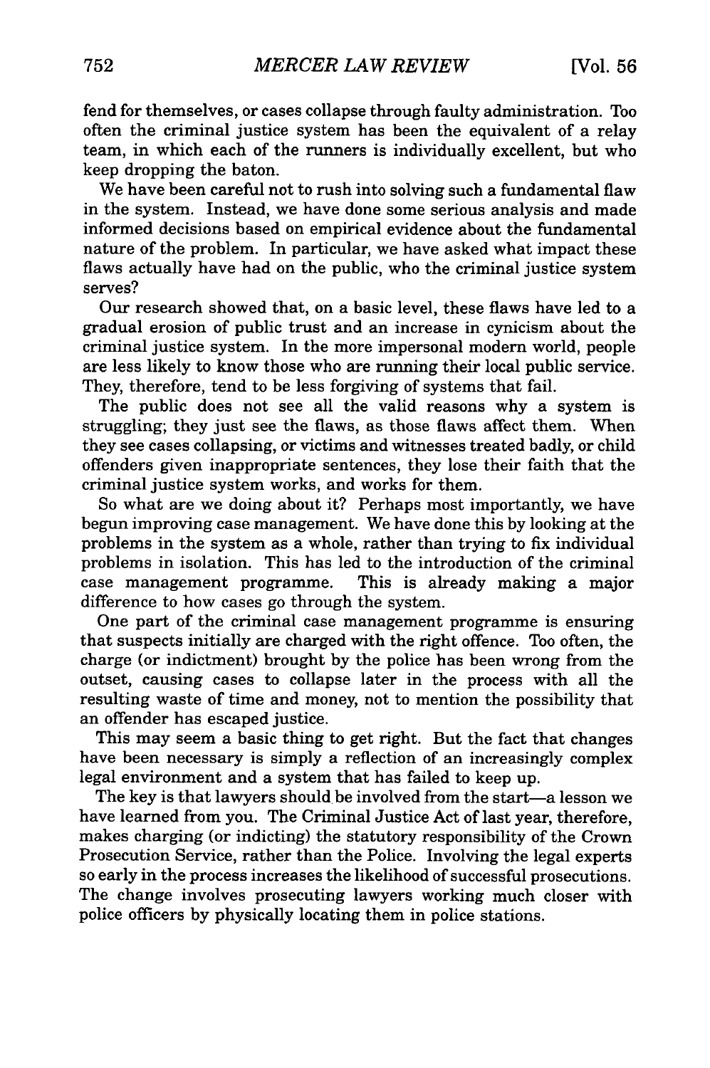fend for themselves, or cases collapse through faulty administration. Too often the criminal justice system has been the equivalent of a relay team, in which each of the runners is individually excellent, but who keep dropping the baton.

We have been careful not to rush into solving such a fundamental flaw in the system. Instead, we have done some serious analysis and made informed decisions based on empirical evidence about the fundamental nature of the problem. In particular, we have asked what impact these flaws actually have had on the public, who the criminal justice system serves?

Our research showed that, on a basic level, these flaws have led to a gradual erosion of public trust and an increase in cynicism about the criminal justice system. In the more impersonal modern world, people are less likely to know those who are running their local public service. They, therefore, tend to be less forgiving of systems that fail.

The public does not see all the valid reasons why a system is struggling; they just see the flaws, as those flaws affect them. When they see cases collapsing, or victims and witnesses treated badly, or child offenders given inappropriate sentences, they lose their faith that the criminal justice system works, and works for them.

So what are we doing about it? Perhaps most importantly, we have begun improving case management. We have done this by looking at the problems in the system as a whole, rather than trying to fix individual problems in isolation. This has led to the introduction of the criminal case management programme. This is already making a major difference to how cases go through the system.

One part of the criminal case management programme is ensuring that suspects initially are charged with the right offence. Too often, the charge (or indictment) brought by the police has been wrong from the outset, causing cases to collapse later in the process with all the resulting waste of time and money, not to mention the possibility that an offender has escaped justice.

This may seem a basic thing to get right. But the fact that changes have been necessary is simply a reflection of an increasingly complex legal environment and a system that has failed to keep up.

The key is that lawyers should be involved from the start—a lesson we have learned from you. The Criminal Justice Act of last year, therefore, makes charging (or indicting) the statutory responsibility of the Crown Prosecution Service, rather than the Police. Involving the legal experts so early in the process increases the likelihood of successful prosecutions. The change involves prosecuting lawyers working much closer with police officers by physically locating them in police stations.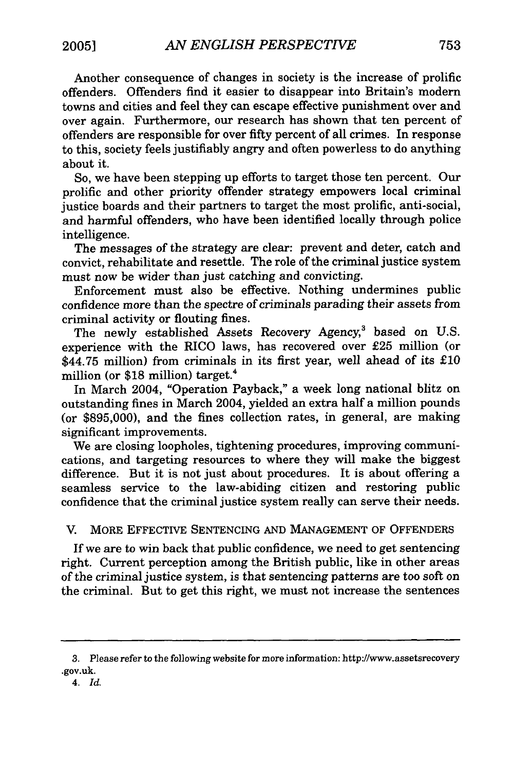Another consequence of changes in society is the increase of prolific offenders. Offenders find it easier to disappear into Britain's modern towns and cities and feel they can escape effective punishment over and over again. Furthermore, our research has shown that ten percent of offenders are responsible for over fifty percent of all crimes. In response to this, society feels justifiably angry and often powerless to do anything about it.

So, we have been stepping up efforts to target those ten percent. Our prolific and other priority offender strategy empowers local criminal justice boards and their partners to target the most prolific, anti-social, and harmful offenders, who have been identified locally through police intelligence.

The messages of the strategy are clear: prevent and deter, catch and convict, rehabilitate and resettle. The role of the criminal justice system must now be wider than just catching and convicting.

Enforcement must also be effective. Nothing undermines public confidence more than the spectre of criminals parading their assets from criminal activity or flouting fines.

The newly established Assets Recovery Agency,[3] based on U.S. experience with the RICO laws, has recovered over £25 million (or $44.75 million) from criminals in its first year, well ahead of its £10 million (or $18 million) target.[4]

In March 2004, "Operation Payback," a week long national blitz on outstanding fines in March 2004, yielded an extra half a million pounds (or $895,000), and the fines collection rates, in general, are making significant improvements.

We are closing loopholes, tightening procedures, improving communications, and targeting resources to where they will make the biggest difference. But it is not just about procedures. It is about offering a seamless service to the law-abiding citizen and restoring public confidence that the criminal justice system really can serve their needs.

## V. More Effective Sentencing and Management of Offenders

If we are to win back that public confidence, we need to get sentencing right. Current perception among the British public, like in other areas of the criminal justice system, is that sentencing patterns are too soft on the criminal. But to get this right, we must not increase the sentences

---

3. Please refer to the following website for more information: http://www.assetsrecovery.gov.uk.

4. *Id.*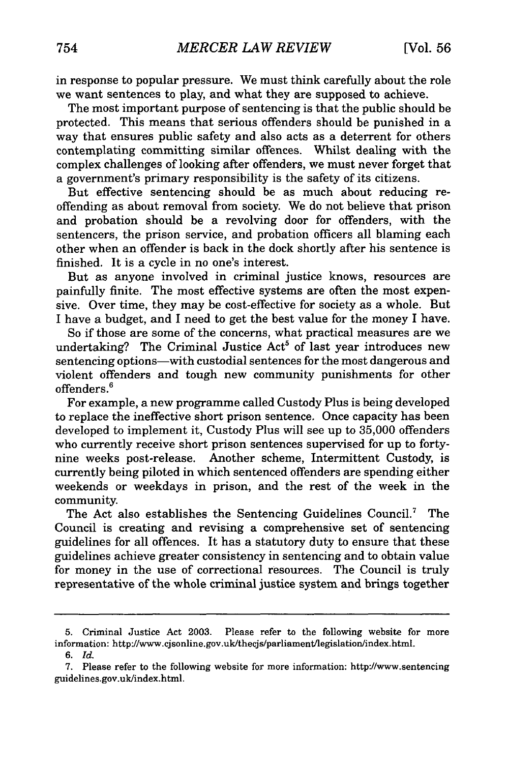in response to popular pressure. We must think carefully about the role we want sentences to play, and what they are supposed to achieve.

The most important purpose of sentencing is that the public should be protected. This means that serious offenders should be punished in a way that ensures public safety and also acts as a deterrent for others contemplating committing similar offences. Whilst dealing with the complex challenges of looking after offenders, we must never forget that a government's primary responsibility is the safety of its citizens.

But effective sentencing should be as much about reducing re-offending as about removal from society. We do not believe that prison and probation should be a revolving door for offenders, with the sentencers, the prison service, and probation officers all blaming each other when an offender is back in the dock shortly after his sentence is finished. It is a cycle in no one's interest.

But as anyone involved in criminal justice knows, resources are painfully finite. The most effective systems are often the most expensive. Over time, they may be cost-effective for society as a whole. But I have a budget, and I need to get the best value for the money I have.

So if those are some of the concerns, what practical measures are we undertaking? The Criminal Justice Act[5] of last year introduces new sentencing options—with custodial sentences for the most dangerous and violent offenders and tough new community punishments for other offenders.[6]

For example, a new programme called Custody Plus is being developed to replace the ineffective short prison sentence. Once capacity has been developed to implement it, Custody Plus will see up to 35,000 offenders who currently receive short prison sentences supervised for up to forty-nine weeks post-release. Another scheme, Intermittent Custody, is currently being piloted in which sentenced offenders are spending either weekends or weekdays in prison, and the rest of the week in the community.

The Act also establishes the Sentencing Guidelines Council.[7] The Council is creating and revising a comprehensive set of sentencing guidelines for all offences. It has a statutory duty to ensure that these guidelines achieve greater consistency in sentencing and to obtain value for money in the use of correctional resources. The Council is truly representative of the whole criminal justice system and brings together

---

5. Criminal Justice Act 2003. Please refer to the following website for more information: http://www.cjsonline.gov.uk/thecjs/parliament/legislation/index.html.

6. *Id.*

7. Please refer to the following website for more information: http://www.sentencingguidelines.gov.uk/index.html.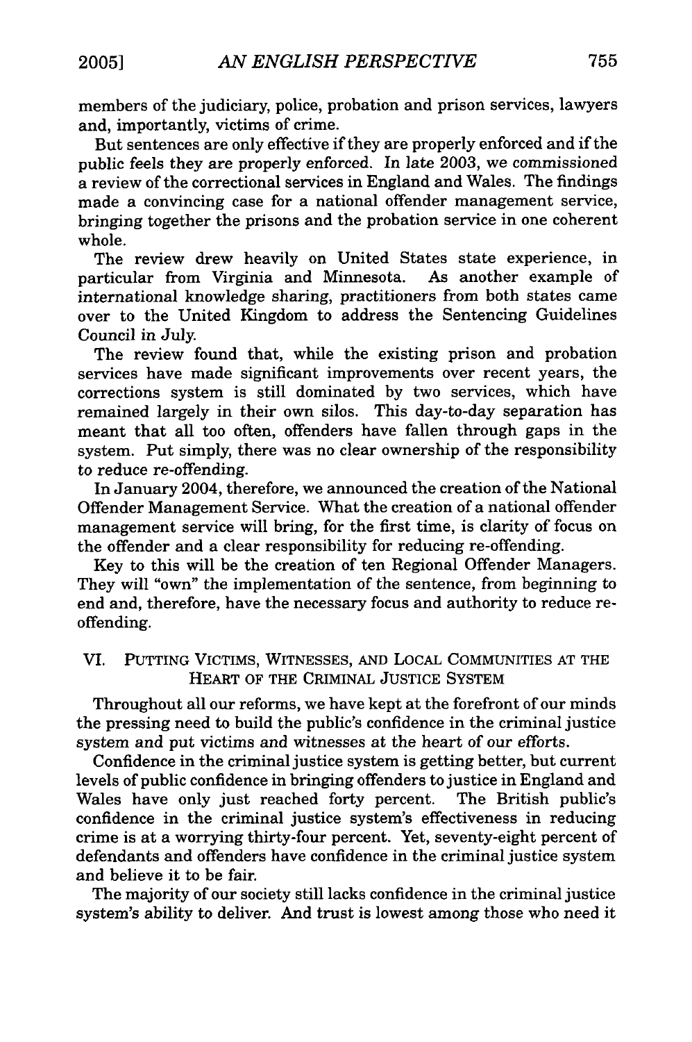members of the judiciary, police, probation and prison services, lawyers and, importantly, victims of crime.

But sentences are only effective if they are properly enforced and if the public feels they are properly enforced. In late 2003, we commissioned a review of the correctional services in England and Wales. The findings made a convincing case for a national offender management service, bringing together the prisons and the probation service in one coherent whole.

The review drew heavily on United States state experience, in particular from Virginia and Minnesota. As another example of international knowledge sharing, practitioners from both states came over to the United Kingdom to address the Sentencing Guidelines Council in July.

The review found that, while the existing prison and probation services have made significant improvements over recent years, the corrections system is still dominated by two services, which have remained largely in their own silos. This day-to-day separation has meant that all too often, offenders have fallen through gaps in the system. Put simply, there was no clear ownership of the responsibility to reduce re-offending.

In January 2004, therefore, we announced the creation of the National Offender Management Service. What the creation of a national offender management service will bring, for the first time, is clarity of focus on the offender and a clear responsibility for reducing re-offending.

Key to this will be the creation of ten Regional Offender Managers. They will "own" the implementation of the sentence, from beginning to end and, therefore, have the necessary focus and authority to reduce re-offending.

## VI. Putting Victims, Witnesses, and Local Communities at the Heart of the Criminal Justice System

Throughout all our reforms, we have kept at the forefront of our minds the pressing need to build the public's confidence in the criminal justice system and put victims and witnesses at the heart of our efforts.

Confidence in the criminal justice system is getting better, but current levels of public confidence in bringing offenders to justice in England and Wales have only just reached forty percent. The British public's confidence in the criminal justice system's effectiveness in reducing crime is at a worrying thirty-four percent. Yet, seventy-eight percent of defendants and offenders have confidence in the criminal justice system and believe it to be fair.

The majority of our society still lacks confidence in the criminal justice system's ability to deliver. And trust is lowest among those who need it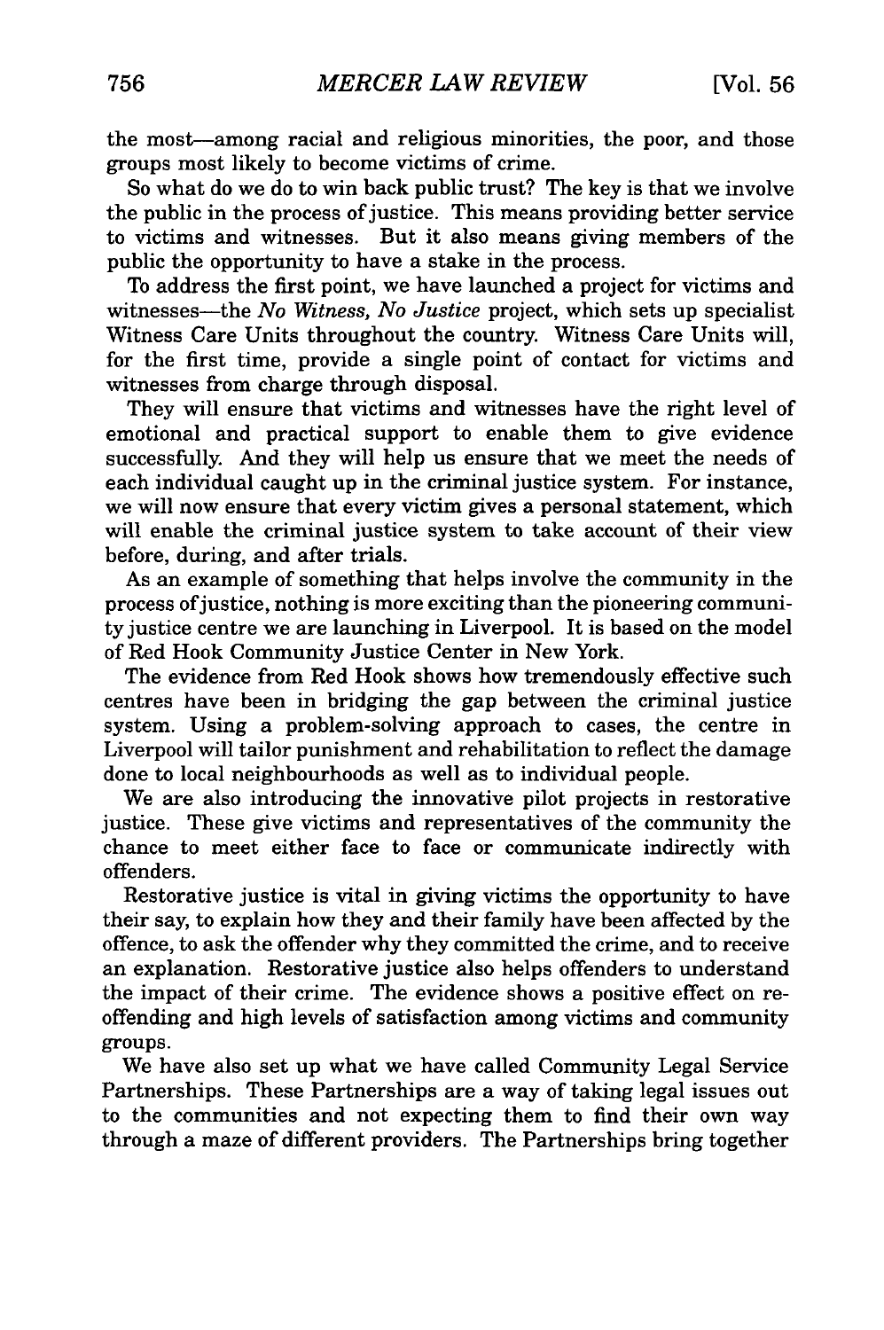the most—among racial and religious minorities, the poor, and those groups most likely to become victims of crime.

So what do we do to win back public trust? The key is that we involve the public in the process of justice. This means providing better service to victims and witnesses. But it also means giving members of the public the opportunity to have a stake in the process.

To address the first point, we have launched a project for victims and witnesses—the *No Witness, No Justice* project, which sets up specialist Witness Care Units throughout the country. Witness Care Units will, for the first time, provide a single point of contact for victims and witnesses from charge through disposal.

They will ensure that victims and witnesses have the right level of emotional and practical support to enable them to give evidence successfully. And they will help us ensure that we meet the needs of each individual caught up in the criminal justice system. For instance, we will now ensure that every victim gives a personal statement, which will enable the criminal justice system to take account of their view before, during, and after trials.

As an example of something that helps involve the community in the process of justice, nothing is more exciting than the pioneering community justice centre we are launching in Liverpool. It is based on the model of Red Hook Community Justice Center in New York.

The evidence from Red Hook shows how tremendously effective such centres have been in bridging the gap between the criminal justice system. Using a problem-solving approach to cases, the centre in Liverpool will tailor punishment and rehabilitation to reflect the damage done to local neighbourhoods as well as to individual people.

We are also introducing the innovative pilot projects in restorative justice. These give victims and representatives of the community the chance to meet either face to face or communicate indirectly with offenders.

Restorative justice is vital in giving victims the opportunity to have their say, to explain how they and their family have been affected by the offence, to ask the offender why they committed the crime, and to receive an explanation. Restorative justice also helps offenders to understand the impact of their crime. The evidence shows a positive effect on re-offending and high levels of satisfaction among victims and community groups.

We have also set up what we have called Community Legal Service Partnerships. These Partnerships are a way of taking legal issues out to the communities and not expecting them to find their own way through a maze of different providers. The Partnerships bring together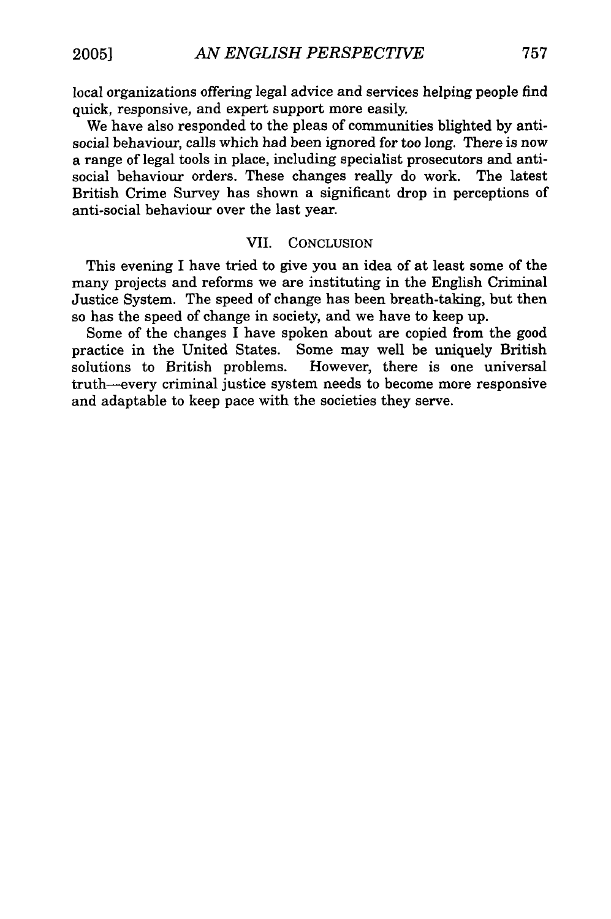local organizations offering legal advice and services helping people find quick, responsive, and expert support more easily.

We have also responded to the pleas of communities blighted by anti-social behaviour, calls which had been ignored for too long. There is now a range of legal tools in place, including specialist prosecutors and anti-social behaviour orders. These changes really do work. The latest British Crime Survey has shown a significant drop in perceptions of anti-social behaviour over the last year.

## VII. CONCLUSION

This evening I have tried to give you an idea of at least some of the many projects and reforms we are instituting in the English Criminal Justice System. The speed of change has been breath-taking, but then so has the speed of change in society, and we have to keep up.

Some of the changes I have spoken about are copied from the good practice in the United States. Some may well be uniquely British solutions to British problems. However, there is one universal truth—every criminal justice system needs to become more responsive and adaptable to keep pace with the societies they serve.